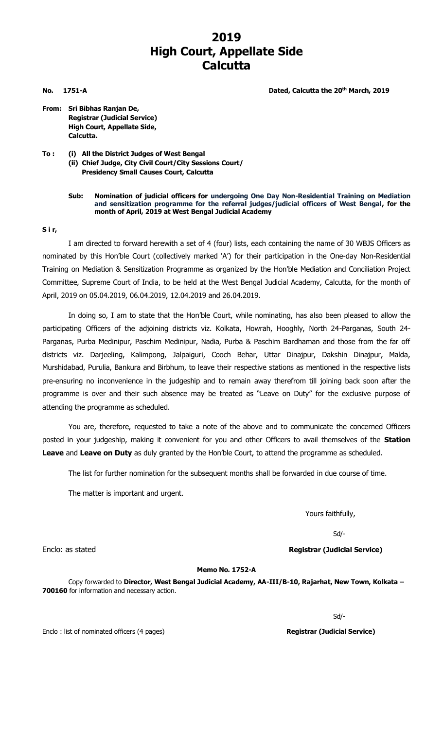# 2019
# High Court, Appellate Side
# Calcutta

**No. 1751-A** **Dated, Calcutta the 20th March, 2019**

**From: Sri Bibhas Ranjan De,**
**Registrar (Judicial Service)**
**High Court, Appellate Side,**
**Calcutta.**

**To :**
**(i) All the District Judges of West Bengal**
**(ii) Chief Judge, City Civil Court/City Sessions Court/ Presidency Small Causes Court, Calcutta**

**Sub: Nomination of judicial officers for undergoing One Day Non-Residential Training on Mediation and sensitization programme for the referral judges/judicial officers of West Bengal, for the month of April, 2019 at West Bengal Judicial Academy**

**S i r,**

I am directed to forward herewith a set of 4 (four) lists, each containing the name of 30 WBJS Officers as nominated by this Hon'ble Court (collectively marked 'A') for their participation in the One-day Non-Residential Training on Mediation & Sensitization Programme as organized by the Hon'ble Mediation and Conciliation Project Committee, Supreme Court of India, to be held at the West Bengal Judicial Academy, Calcutta, for the month of April, 2019 on 05.04.2019, 06.04.2019, 12.04.2019 and 26.04.2019.

In doing so, I am to state that the Hon'ble Court, while nominating, has also been pleased to allow the participating Officers of the adjoining districts viz. Kolkata, Howrah, Hooghly, North 24-Parganas, South 24-Parganas, Purba Medinipur, Paschim Medinipur, Nadia, Purba & Paschim Bardhaman and those from the far off districts viz. Darjeeling, Kalimpong, Jalpaiguri, Cooch Behar, Uttar Dinajpur, Dakshin Dinajpur, Malda, Murshidabad, Purulia, Bankura and Birbhum, to leave their respective stations as mentioned in the respective lists pre-ensuring no inconvenience in the judgeship and to remain away therefrom till joining back soon after the programme is over and their such absence may be treated as "Leave on Duty" for the exclusive purpose of attending the programme as scheduled.

You are, therefore, requested to take a note of the above and to communicate the concerned Officers posted in your judgeship, making it convenient for you and other Officers to avail themselves of the **Station Leave** and **Leave on Duty** as duly granted by the Hon'ble Court, to attend the programme as scheduled.

The list for further nomination for the subsequent months shall be forwarded in due course of time.

The matter is important and urgent.

Yours faithfully,

Sd/-

Enclo: as stated **Registrar (Judicial Service)**

**Memo No. 1752-A**

Copy forwarded to **Director, West Bengal Judicial Academy, AA-III/B-10, Rajarhat, New Town, Kolkata – 700160** for information and necessary action.

Sd/-

Enclo : list of nominated officers (4 pages) **Registrar (Judicial Service)**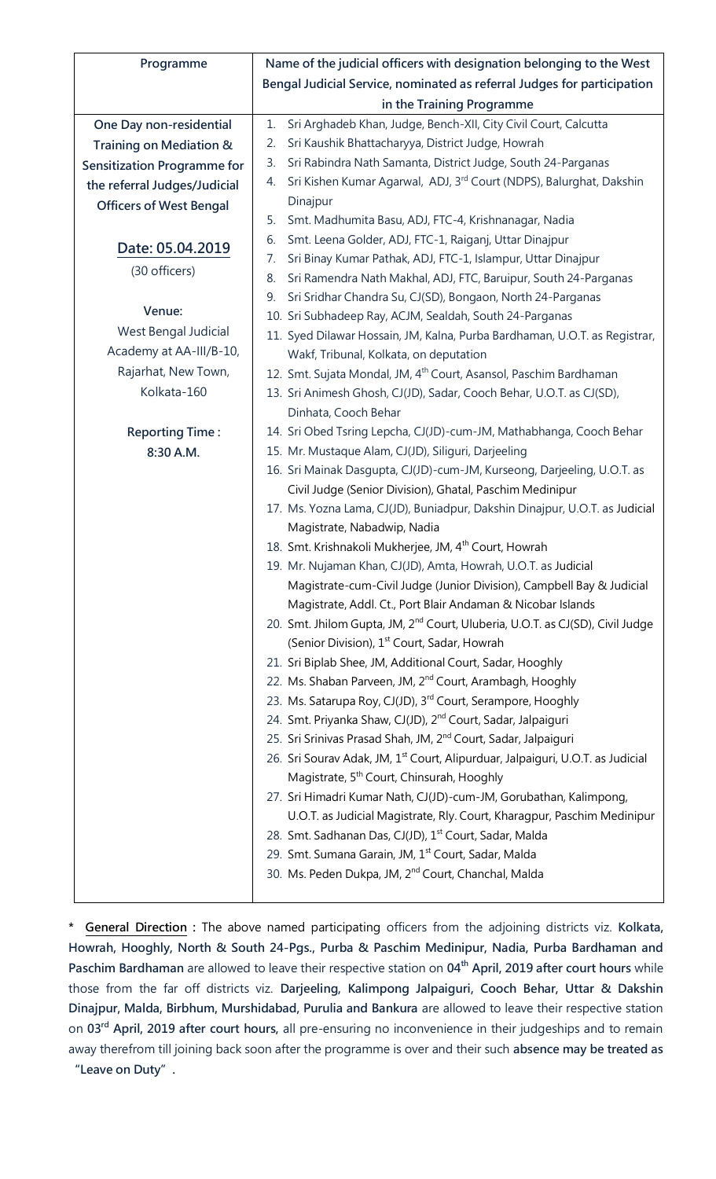| Programme | Name of the judicial officers with designation belonging to the West Bengal Judicial Service, nominated as referral Judges for participation in the Training Programme |
|---|---|
| **One Day non-residential Training on Mediation & Sensitization Programme for the referral Judges/Judicial Officers of West Bengal**<br><br>**Date: 05.04.2019**<br>(30 officers)<br><br>**Venue:**<br>West Bengal Judicial Academy at AA-III/B-10, Rajarhat, New Town, Kolkata-160<br><br>**Reporting Time : 8:30 A.M.** | 1. Sri Arghadeb Khan, Judge, Bench-XII, City Civil Court, Calcutta<br>2. Sri Kaushik Bhattacharyya, District Judge, Howrah<br>3. Sri Rabindra Nath Samanta, District Judge, South 24-Parganas<br>4. Sri Kishen Kumar Agarwal, ADJ, 3rd Court (NDPS), Balurghat, Dakshin Dinajpur<br>5. Smt. Madhumita Basu, ADJ, FTC-4, Krishnanagar, Nadia<br>6. Smt. Leena Golder, ADJ, FTC-1, Raiganj, Uttar Dinajpur<br>7. Sri Binay Kumar Pathak, ADJ, FTC-1, Islampur, Uttar Dinajpur<br>8. Sri Ramendra Nath Makhal, ADJ, FTC, Baruipur, South 24-Parganas<br>9. Sri Sridhar Chandra Su, CJ(SD), Bongaon, North 24-Parganas<br>10. Sri Subhadeep Ray, ACJM, Sealdah, South 24-Parganas<br>11. Syed Dilawar Hossain, JM, Kalna, Purba Bardhaman, U.O.T. as Registrar, Wakf, Tribunal, Kolkata, on deputation<br>12. Smt. Sujata Mondal, JM, 4th Court, Asansol, Paschim Bardhaman<br>13. Sri Animesh Ghosh, CJ(JD), Sadar, Cooch Behar, U.O.T. as CJ(SD), Dinhata, Cooch Behar<br>14. Sri Obed Tsring Lepcha, CJ(JD)-cum-JM, Mathabhanga, Cooch Behar<br>15. Mr. Mustaque Alam, CJ(JD), Siliguri, Darjeeling<br>16. Sri Mainak Dasgupta, CJ(JD)-cum-JM, Kurseong, Darjeeling, U.O.T. as Civil Judge (Senior Division), Ghatal, Paschim Medinipur<br>17. Ms. Yozna Lama, CJ(JD), Buniadpur, Dakshin Dinajpur, U.O.T. as Judicial Magistrate, Nabadwip, Nadia<br>18. Smt. Krishnakoli Mukherjee, JM, 4th Court, Howrah<br>19. Mr. Nujaman Khan, CJ(JD), Amta, Howrah, U.O.T. as Judicial Magistrate-cum-Civil Judge (Junior Division), Campbell Bay & Judicial Magistrate, Addl. Ct., Port Blair Andaman & Nicobar Islands<br>20. Smt. Jhilom Gupta, JM, 2nd Court, Uluberia, U.O.T. as CJ(SD), Civil Judge (Senior Division), 1st Court, Sadar, Howrah<br>21. Sri Biplab Shee, JM, Additional Court, Sadar, Hooghly<br>22. Ms. Shaban Parveen, JM, 2nd Court, Arambagh, Hooghly<br>23. Ms. Satarupa Roy, CJ(JD), 3rd Court, Serampore, Hooghly<br>24. Smt. Priyanka Shaw, CJ(JD), 2nd Court, Sadar, Jalpaiguri<br>25. Sri Srinivas Prasad Shah, JM, 2nd Court, Sadar, Jalpaiguri<br>26. Sri Sourav Adak, JM, 1st Court, Alipurduar, Jalpaiguri, U.O.T. as Judicial Magistrate, 5th Court, Chinsurah, Hooghly<br>27. Sri Himadri Kumar Nath, CJ(JD)-cum-JM, Gorubathan, Kalimpong, U.O.T. as Judicial Magistrate, Rly. Court, Kharagpur, Paschim Medinipur<br>28. Smt. Sadhanan Das, CJ(JD), 1st Court, Sadar, Malda<br>29. Smt. Sumana Garain, JM, 1st Court, Sadar, Malda<br>30. Ms. Peden Dukpa, JM, 2nd Court, Chanchal, Malda |

* **General Direction :** The above named participating officers from the adjoining districts viz. **Kolkata, Howrah, Hooghly, North & South 24-Pgs., Purba & Paschim Medinipur, Nadia, Purba Bardhaman and Paschim Bardhaman** are allowed to leave their respective station on **04th April, 2019 after court hours** while those from the far off districts viz. **Darjeeling, Kalimpong Jalpaiguri, Cooch Behar, Uttar & Dakshin Dinajpur, Malda, Birbhum, Murshidabad, Purulia and Bankura** are allowed to leave their respective station on **03rd April, 2019 after court hours,** all pre-ensuring no inconvenience in their judgeships and to remain away therefrom till joining back soon after the programme is over and their such **absence may be treated as "Leave on Duty"**.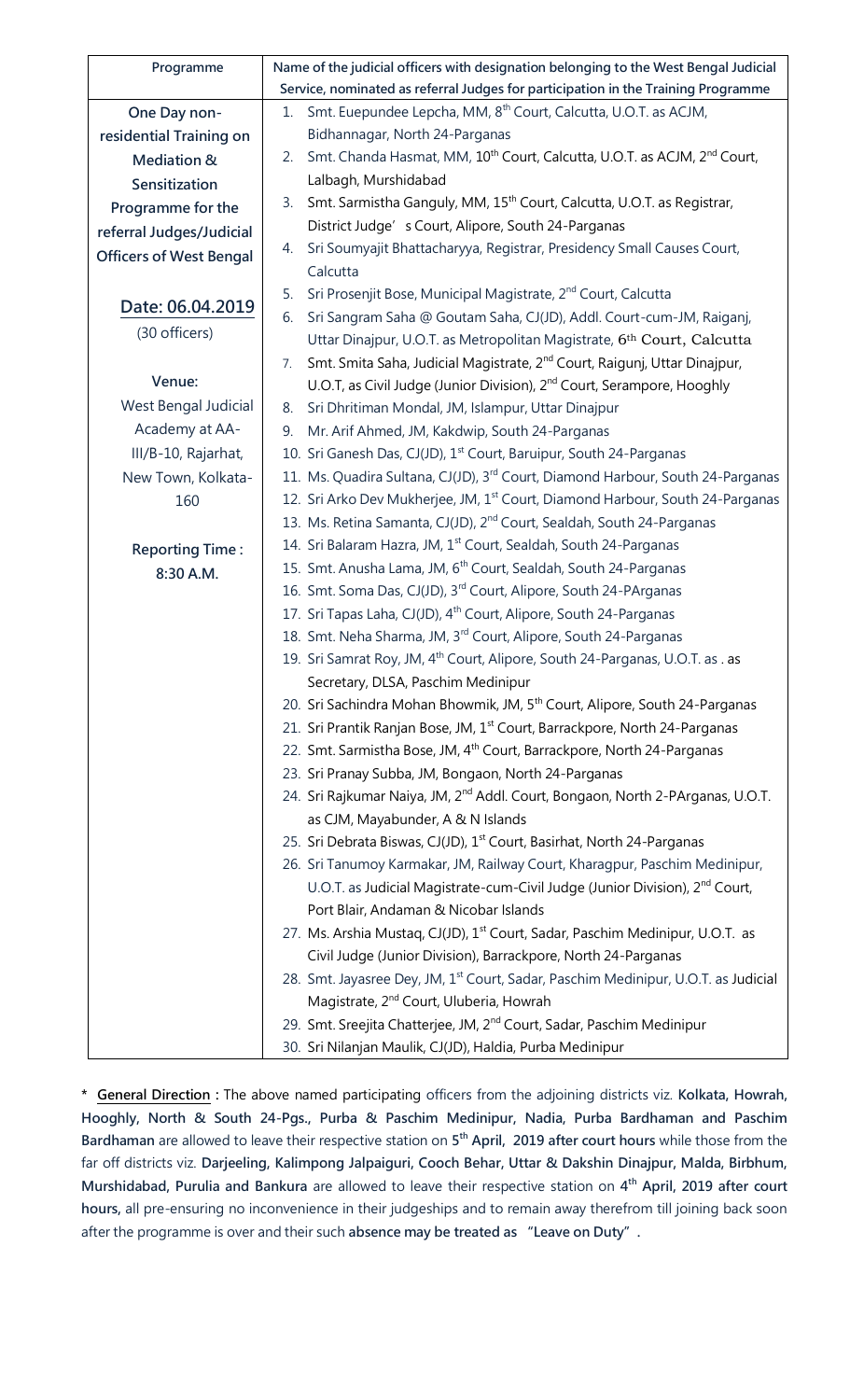| Programme | Name of the judicial officers with designation belonging to the West Bengal Judicial Service, nominated as referral Judges for participation in the Training Programme |
|---|---|
| **One Day non-residential Training on Mediation & Sensitization Programme for the referral Judges/Judicial Officers of West Bengal**<br><br>**Date: 06.04.2019**<br>(30 officers)<br><br>**Venue:**<br>West Bengal Judicial Academy at AA-III/B-10, Rajarhat, New Town, Kolkata-160<br><br>**Reporting Time : 8:30 A.M.** | 1. Smt. Euepundee Lepcha, MM, 8th Court, Calcutta, U.O.T. as ACJM, Bidhannagar, North 24-Parganas<br>2. Smt. Chanda Hasmat, MM, 10th Court, Calcutta, U.O.T. as ACJM, 2nd Court, Lalbagh, Murshidabad<br>3. Smt. Sarmistha Ganguly, MM, 15th Court, Calcutta, U.O.T. as Registrar, District Judge' s Court, Alipore, South 24-Parganas<br>4. Sri Soumyajit Bhattacharyya, Registrar, Presidency Small Causes Court, Calcutta<br>5. Sri Prosenjit Bose, Municipal Magistrate, 2nd Court, Calcutta<br>6. Sri Sangram Saha @ Goutam Saha, CJ(JD), Addl. Court-cum-JM, Raiganj, Uttar Dinajpur, U.O.T. as Metropolitan Magistrate, 6th Court, Calcutta<br>7. Smt. Smita Saha, Judicial Magistrate, 2nd Court, Raigunj, Uttar Dinajpur, U.O.T, as Civil Judge (Junior Division), 2nd Court, Serampore, Hooghly<br>8. Sri Dhritiman Mondal, JM, Islampur, Uttar Dinajpur<br>9. Mr. Arif Ahmed, JM, Kakdwip, South 24-Parganas<br>10. Sri Ganesh Das, CJ(JD), 1st Court, Baruipur, South 24-Parganas<br>11. Ms. Quadira Sultana, CJ(JD), 3rd Court, Diamond Harbour, South 24-Parganas<br>12. Sri Arko Dev Mukherjee, JM, 1st Court, Diamond Harbour, South 24-Parganas<br>13. Ms. Retina Samanta, CJ(JD), 2nd Court, Sealdah, South 24-Parganas<br>14. Sri Balaram Hazra, JM, 1st Court, Sealdah, South 24-Parganas<br>15. Smt. Anusha Lama, JM, 6th Court, Sealdah, South 24-Parganas<br>16. Smt. Soma Das, CJ(JD), 3rd Court, Alipore, South 24-PArganas<br>17. Sri Tapas Laha, CJ(JD), 4th Court, Alipore, South 24-Parganas<br>18. Smt. Neha Sharma, JM, 3rd Court, Alipore, South 24-Parganas<br>19. Sri Samrat Roy, JM, 4th Court, Alipore, South 24-Parganas, U.O.T. as . as Secretary, DLSA, Paschim Medinipur<br>20. Sri Sachindra Mohan Bhowmik, JM, 5th Court, Alipore, South 24-Parganas<br>21. Sri Prantik Ranjan Bose, JM, 1st Court, Barrackpore, North 24-Parganas<br>22. Smt. Sarmistha Bose, JM, 4th Court, Barrackpore, North 24-Parganas<br>23. Sri Pranay Subba, JM, Bongaon, North 24-Parganas<br>24. Sri Rajkumar Naiya, JM, 2nd Addl. Court, Bongaon, North 2-PArganas, U.O.T. as CJM, Mayabunder, A & N Islands<br>25. Sri Debrata Biswas, CJ(JD), 1st Court, Basirhat, North 24-Parganas<br>26. Sri Tanumoy Karmakar, JM, Railway Court, Kharagpur, Paschim Medinipur, U.O.T. as Judicial Magistrate-cum-Civil Judge (Junior Division), 2nd Court, Port Blair, Andaman & Nicobar Islands<br>27. Ms. Arshia Mustaq, CJ(JD), 1st Court, Sadar, Paschim Medinipur, U.O.T. as Civil Judge (Junior Division), Barrackpore, North 24-Parganas<br>28. Smt. Jayasree Dey, JM, 1st Court, Sadar, Paschim Medinipur, U.O.T. as Judicial Magistrate, 2nd Court, Uluberia, Howrah<br>29. Smt. Sreejita Chatterjee, JM, 2nd Court, Sadar, Paschim Medinipur<br>30. Sri Nilanjan Maulik, CJ(JD), Haldia, Purba Medinipur |

* **General Direction :** The above named participating officers from the adjoining districts viz. **Kolkata, Howrah, Hooghly, North & South 24-Pgs., Purba & Paschim Medinipur, Nadia, Purba Bardhaman and Paschim Bardhaman** are allowed to leave their respective station on **5th April, 2019 after court hours** while those from the far off districts viz. **Darjeeling, Kalimpong Jalpaiguri, Cooch Behar, Uttar & Dakshin Dinajpur, Malda, Birbhum, Murshidabad, Purulia and Bankura** are allowed to leave their respective station on **4th April, 2019 after court hours,** all pre-ensuring no inconvenience in their judgeships and to remain away therefrom till joining back soon after the programme is over and their such **absence may be treated as "Leave on Duty"** .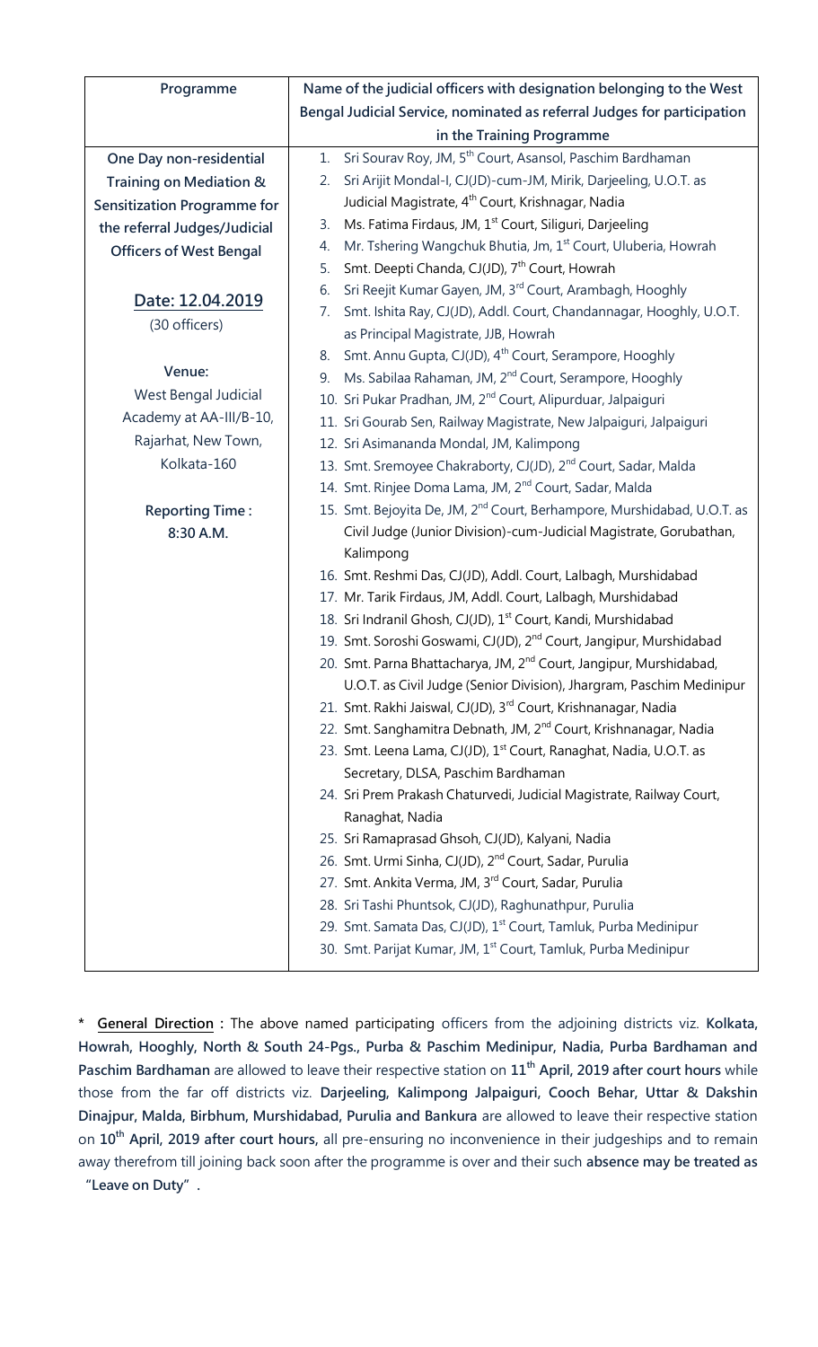| Programme | Name of the judicial officers with designation belonging to the West Bengal Judicial Service, nominated as referral Judges for participation in the Training Programme |
|---|---|
| **One Day non-residential Training on Mediation & Sensitization Programme for the referral Judges/Judicial Officers of West Bengal**<br><br>**Date: 12.04.2019**<br>(30 officers)<br><br>**Venue:**<br>West Bengal Judicial Academy at AA-III/B-10, Rajarhat, New Town, Kolkata-160<br><br>**Reporting Time :**<br>**8:30 A.M.** | 1. Sri Sourav Roy, JM, 5th Court, Asansol, Paschim Bardhaman<br>2. Sri Arijit Mondal-I, CJ(JD)-cum-JM, Mirik, Darjeeling, U.O.T. as Judicial Magistrate, 4th Court, Krishnagar, Nadia<br>3. Ms. Fatima Firdaus, JM, 1st Court, Siliguri, Darjeeling<br>4. Mr. Tshering Wangchuk Bhutia, Jm, 1st Court, Uluberia, Howrah<br>5. Smt. Deepti Chanda, CJ(JD), 7th Court, Howrah<br>6. Sri Reejit Kumar Gayen, JM, 3rd Court, Arambagh, Hooghly<br>7. Smt. Ishita Ray, CJ(JD), Addl. Court, Chandannagar, Hooghly, U.O.T. as Principal Magistrate, JJB, Howrah<br>8. Smt. Annu Gupta, CJ(JD), 4th Court, Serampore, Hooghly<br>9. Ms. Sabilaa Rahaman, JM, 2nd Court, Serampore, Hooghly<br>10. Sri Pukar Pradhan, JM, 2nd Court, Alipurduar, Jalpaiguri<br>11. Sri Gourab Sen, Railway Magistrate, New Jalpaiguri, Jalpaiguri<br>12. Sri Asimananda Mondal, JM, Kalimpong<br>13. Smt. Sremoyee Chakraborty, CJ(JD), 2nd Court, Sadar, Malda<br>14. Smt. Rinjee Doma Lama, JM, 2nd Court, Sadar, Malda<br>15. Smt. Bejoyita De, JM, 2nd Court, Berhampore, Murshidabad, U.O.T. as Civil Judge (Junior Division)-cum-Judicial Magistrate, Gorubathan, Kalimpong<br>16. Smt. Reshmi Das, CJ(JD), Addl. Court, Lalbagh, Murshidabad<br>17. Mr. Tarik Firdaus, JM, Addl. Court, Lalbagh, Murshidabad<br>18. Sri Indranil Ghosh, CJ(JD), 1st Court, Kandi, Murshidabad<br>19. Smt. Soroshi Goswami, CJ(JD), 2nd Court, Jangipur, Murshidabad<br>20. Smt. Parna Bhattacharya, JM, 2nd Court, Jangipur, Murshidabad, U.O.T. as Civil Judge (Senior Division), Jhargram, Paschim Medinipur<br>21. Smt. Rakhi Jaiswal, CJ(JD), 3rd Court, Krishnanagar, Nadia<br>22. Smt. Sanghamitra Debnath, JM, 2nd Court, Krishnanagar, Nadia<br>23. Smt. Leena Lama, CJ(JD), 1st Court, Ranaghat, Nadia, U.O.T. as Secretary, DLSA, Paschim Bardhaman<br>24. Sri Prem Prakash Chaturvedi, Judicial Magistrate, Railway Court, Ranaghat, Nadia<br>25. Sri Ramaprasad Ghsoh, CJ(JD), Kalyani, Nadia<br>26. Smt. Urmi Sinha, CJ(JD), 2nd Court, Sadar, Purulia<br>27. Smt. Ankita Verma, JM, 3rd Court, Sadar, Purulia<br>28. Sri Tashi Phuntsok, CJ(JD), Raghunathpur, Purulia<br>29. Smt. Samata Das, CJ(JD), 1st Court, Tamluk, Purba Medinipur<br>30. Smt. Parijat Kumar, JM, 1st Court, Tamluk, Purba Medinipur |

\* **General Direction :** The above named participating officers from the adjoining districts viz. **Kolkata, Howrah, Hooghly, North & South 24-Pgs., Purba & Paschim Medinipur, Nadia, Purba Bardhaman and Paschim Bardhaman** are allowed to leave their respective station on **11th April, 2019 after court hours** while those from the far off districts viz. **Darjeeling, Kalimpong Jalpaiguri, Cooch Behar, Uttar & Dakshin Dinajpur, Malda, Birbhum, Murshidabad, Purulia and Bankura** are allowed to leave their respective station on **10th April, 2019 after court hours,** all pre-ensuring no inconvenience in their judgeships and to remain away therefrom till joining back soon after the programme is over and their such **absence may be treated as "Leave on Duty"**.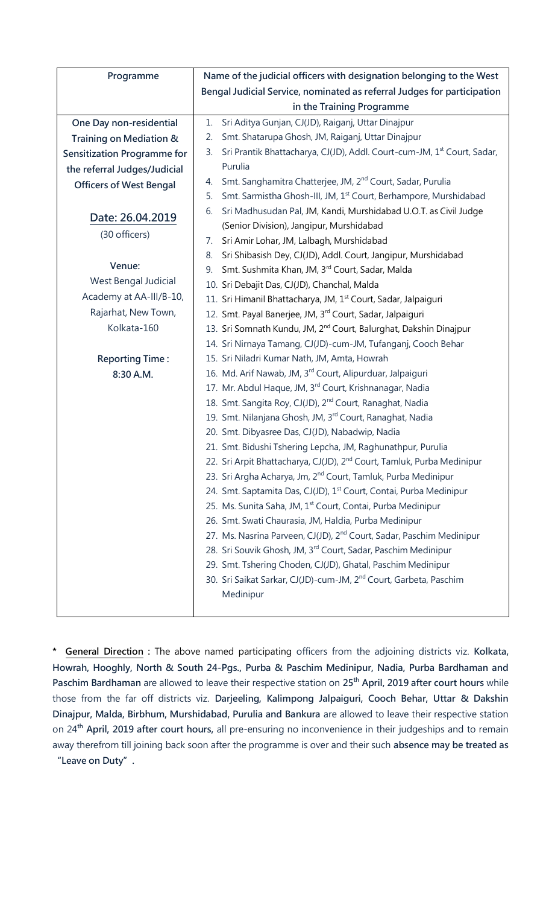| Programme | Name of the judicial officers with designation belonging to the West Bengal Judicial Service, nominated as referral Judges for participation in the Training Programme |
|---|---|
| **One Day non-residential Training on Mediation & Sensitization Programme for the referral Judges/Judicial Officers of West Bengal**<br><br>**Date: 26.04.2019**<br>(30 officers)<br><br>**Venue:**<br>West Bengal Judicial Academy at AA-III/B-10, Rajarhat, New Town, Kolkata-160<br><br>**Reporting Time :**<br>**8:30 A.M.** | 1. Sri Aditya Gunjan, CJ(JD), Raiganj, Uttar Dinajpur<br>2. Smt. Shatarupa Ghosh, JM, Raiganj, Uttar Dinajpur<br>3. Sri Prantik Bhattacharya, CJ(JD), Addl. Court-cum-JM, 1st Court, Sadar, Purulia<br>4. Smt. Sanghamitra Chatterjee, JM, 2nd Court, Sadar, Purulia<br>5. Smt. Sarmistha Ghosh-III, JM, 1st Court, Berhampore, Murshidabad<br>6. Sri Madhusudan Pal, JM, Kandi, Murshidabad U.O.T. as Civil Judge (Senior Division), Jangipur, Murshidabad<br>7. Sri Amir Lohar, JM, Lalbagh, Murshidabad<br>8. Sri Shibasish Dey, CJ(JD), Addl. Court, Jangipur, Murshidabad<br>9. Smt. Sushmita Khan, JM, 3rd Court, Sadar, Malda<br>10. Sri Debajit Das, CJ(JD), Chanchal, Malda<br>11. Sri Himanil Bhattacharya, JM, 1st Court, Sadar, Jalpaiguri<br>12. Smt. Payal Banerjee, JM, 3rd Court, Sadar, Jalpaiguri<br>13. Sri Somnath Kundu, JM, 2nd Court, Balurghat, Dakshin Dinajpur<br>14. Sri Nirnaya Tamang, CJ(JD)-cum-JM, Tufanganj, Cooch Behar<br>15. Sri Niladri Kumar Nath, JM, Amta, Howrah<br>16. Md. Arif Nawab, JM, 3rd Court, Alipurduar, Jalpaiguri<br>17. Mr. Abdul Haque, JM, 3rd Court, Krishnanagar, Nadia<br>18. Smt. Sangita Roy, CJ(JD), 2nd Court, Ranaghat, Nadia<br>19. Smt. Nilanjana Ghosh, JM, 3rd Court, Ranaghat, Nadia<br>20. Smt. Dibyasree Das, CJ(JD), Nabadwip, Nadia<br>21. Smt. Bidushi Tshering Lepcha, JM, Raghunathpur, Purulia<br>22. Sri Arpit Bhattacharya, CJ(JD), 2nd Court, Tamluk, Purba Medinipur<br>23. Sri Argha Acharya, Jm, 2nd Court, Tamluk, Purba Medinipur<br>24. Smt. Saptamita Das, CJ(JD), 1st Court, Contai, Purba Medinipur<br>25. Ms. Sunita Saha, JM, 1st Court, Contai, Purba Medinipur<br>26. Smt. Swati Chaurasia, JM, Haldia, Purba Medinipur<br>27. Ms. Nasrina Parveen, CJ(JD), 2nd Court, Sadar, Paschim Medinipur<br>28. Sri Souvik Ghosh, JM, 3rd Court, Sadar, Paschim Medinipur<br>29. Smt. Tshering Choden, CJ(JD), Ghatal, Paschim Medinipur<br>30. Sri Saikat Sarkar, CJ(JD)-cum-JM, 2nd Court, Garbeta, Paschim Medinipur |

\* **General Direction :** The above named participating officers from the adjoining districts viz. **Kolkata, Howrah, Hooghly, North & South 24-Pgs., Purba & Paschim Medinipur, Nadia, Purba Bardhaman and Paschim Bardhaman** are allowed to leave their respective station on **25th April, 2019 after court hours** while those from the far off districts viz. **Darjeeling, Kalimpong Jalpaiguri, Cooch Behar, Uttar & Dakshin Dinajpur, Malda, Birbhum, Murshidabad, Purulia and Bankura** are allowed to leave their respective station on 24th **April, 2019 after court hours,** all pre-ensuring no inconvenience in their judgeships and to remain away therefrom till joining back soon after the programme is over and their such **absence may be treated as "Leave on Duty"** .